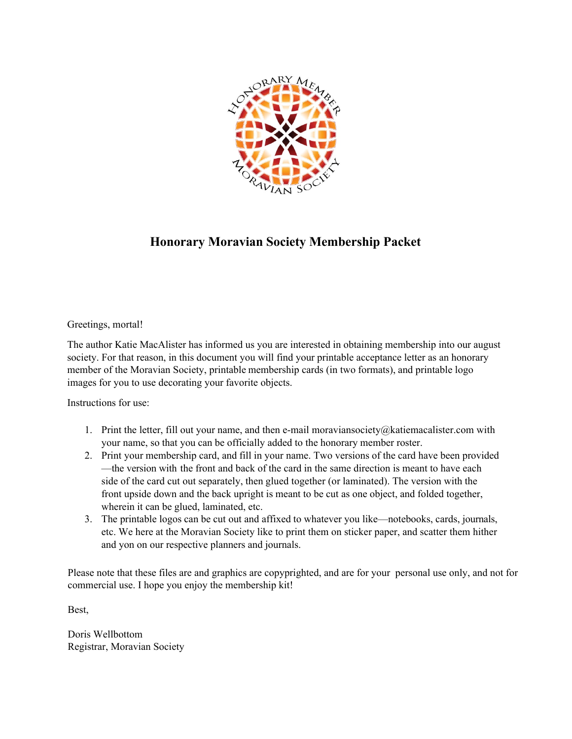# Honorary Moravian Society Membership Packet

Greetings, mortal!

The author Katie MacAlister has informed us you are interested in obtaining membership into our august society. For that reason, in this document you will find your printable acceptance letter as an honorary member of the Moravian Society, printable membership cards (in two formats), and printable logo images for you to use decorating your favorite objects.

Instructions for use:

1. Print the letter, fill out your name, and then e-mail moraviansociety@katiemacalister.com with your name, so that you can be officially added to the honorary member roster.
2. Print your membership card, and fill in your name. Two versions of the card have been provided—the version with the front and back of the card in the same direction is meant to have each side of the card cut out separately, then glued together (or laminated). The version with the front upside down and the back upright is meant to be cut as one object, and folded together, wherein it can be glued, laminated, etc.
3. The printable logos can be cut out and affixed to whatever you like—notebooks, cards, journals, etc. We here at the Moravian Society like to print them on sticker paper, and scatter them hither and yon on our respective planners and journals.

Please note that these files are and graphics are copyrighted, and are for your personal use only, and not for commercial use. I hope you enjoy the membership kit!

Best,

Doris Wellbottom
Registrar, Moravian Society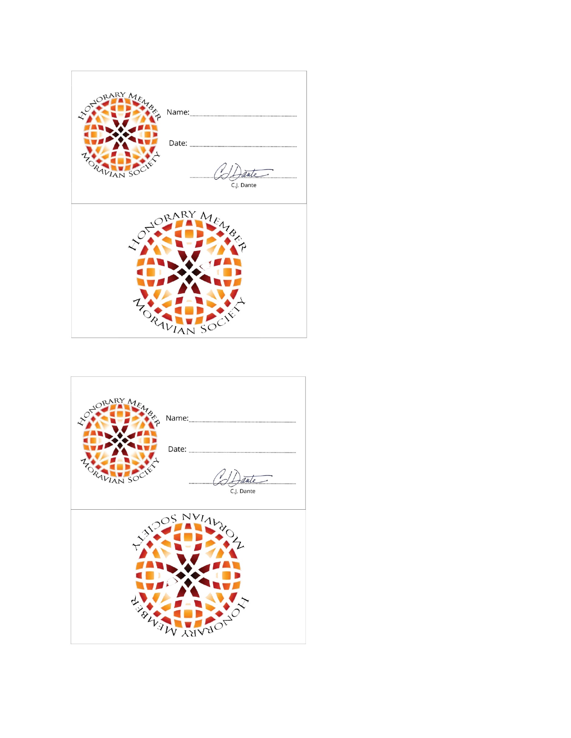HONORARY MEMBER

MORAVIAN SOCIETY

Name: ..............................................................

Date: ..............................................................

..............................................................

C.J. Dante

HONORARY MEMBER

MORAVIAN SOCIETY

HONORARY MEMBER

MORAVIAN SOCIETY

Name: ..............................................................

Date: ..............................................................

..............................................................

C.J. Dante

MORAVIAN SOCIETY

HONORARY MEMBER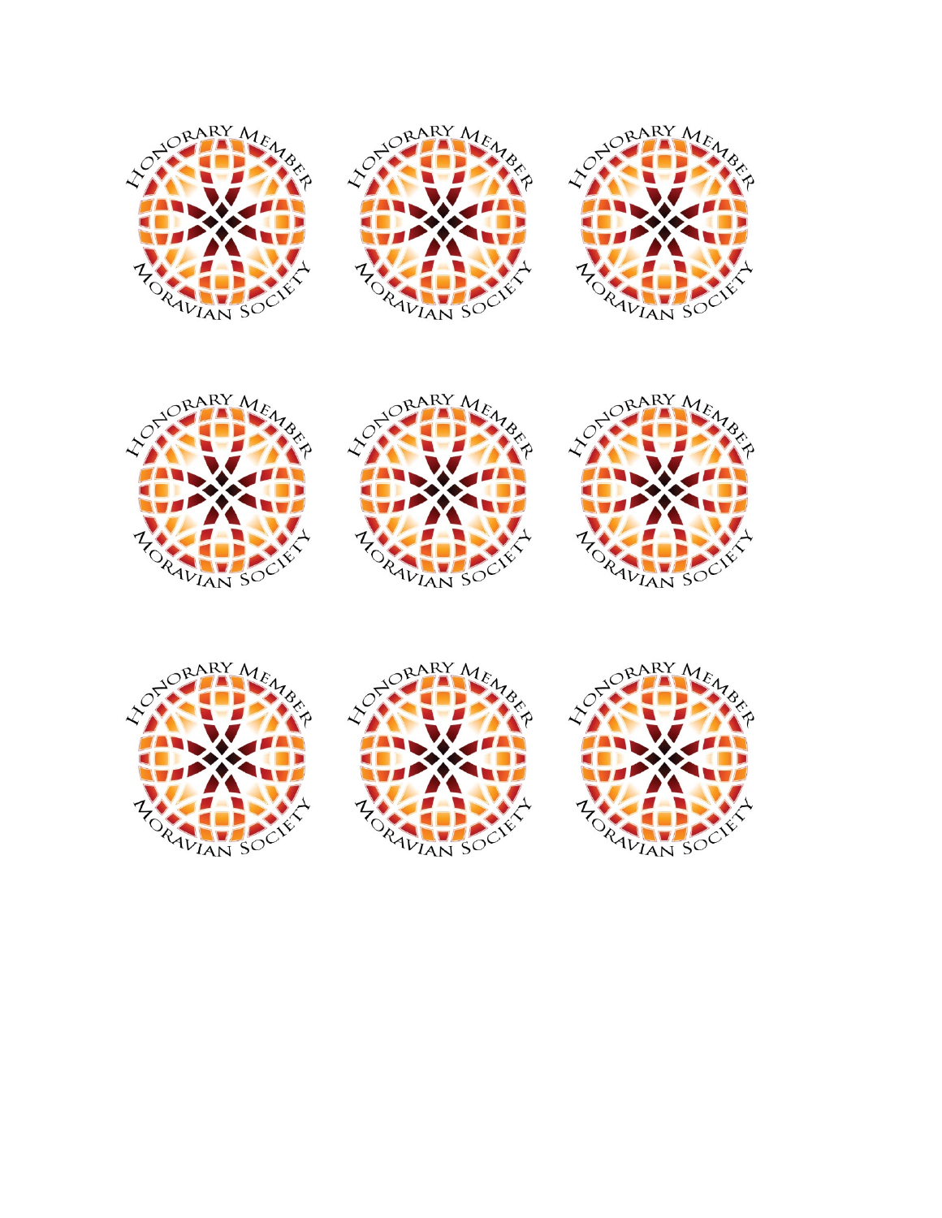Honorary Member Moravian Society

Honorary Member Moravian Society

Honorary Member Moravian Society

Honorary Member Moravian Society

Honorary Member Moravian Society

Honorary Member Moravian Society

Honorary Member Moravian Society

Honorary Member Moravian Society

Honorary Member Moravian Society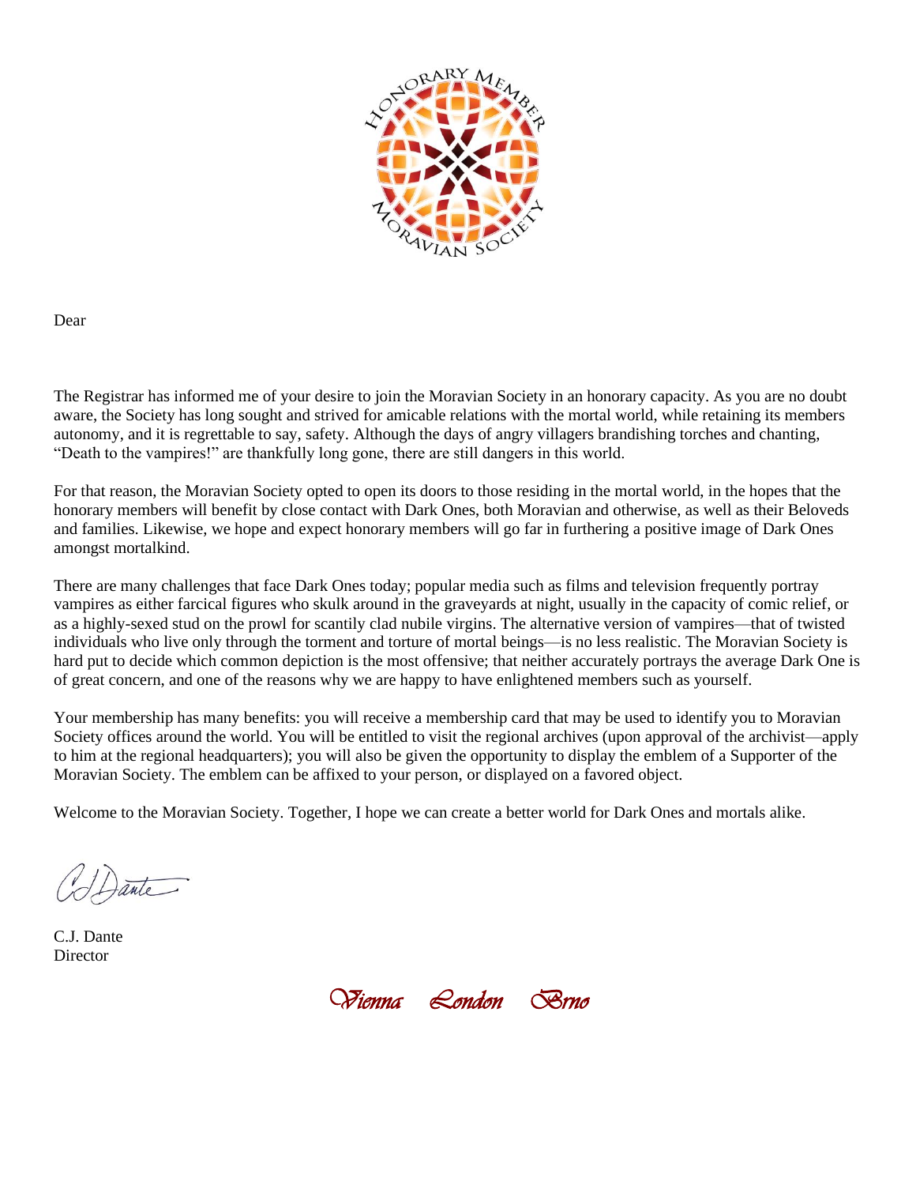Dear

The Registrar has informed me of your desire to join the Moravian Society in an honorary capacity. As you are no doubt aware, the Society has long sought and strived for amicable relations with the mortal world, while retaining its members autonomy, and it is regrettable to say, safety. Although the days of angry villagers brandishing torches and chanting, "Death to the vampires!" are thankfully long gone, there are still dangers in this world.

For that reason, the Moravian Society opted to open its doors to those residing in the mortal world, in the hopes that the honorary members will benefit by close contact with Dark Ones, both Moravian and otherwise, as well as their Beloveds and families. Likewise, we hope and expect honorary members will go far in furthering a positive image of Dark Ones amongst mortalkind.

There are many challenges that face Dark Ones today; popular media such as films and television frequently portray vampires as either farcical figures who skulk around in the graveyards at night, usually in the capacity of comic relief, or as a highly-sexed stud on the prowl for scantily clad nubile virgins. The alternative version of vampires—that of twisted individuals who live only through the torment and torture of mortal beings—is no less realistic. The Moravian Society is hard put to decide which common depiction is the most offensive; that neither accurately portrays the average Dark One is of great concern, and one of the reasons why we are happy to have enlightened members such as yourself.

Your membership has many benefits: you will receive a membership card that may be used to identify you to Moravian Society offices around the world. You will be entitled to visit the regional archives (upon approval of the archivist—apply to him at the regional headquarters); you will also be given the opportunity to display the emblem of a Supporter of the Moravian Society. The emblem can be affixed to your person, or displayed on a favored object.

Welcome to the Moravian Society. Together, I hope we can create a better world for Dark Ones and mortals alike.

C.J. Dante
Director

Vienna London Brno